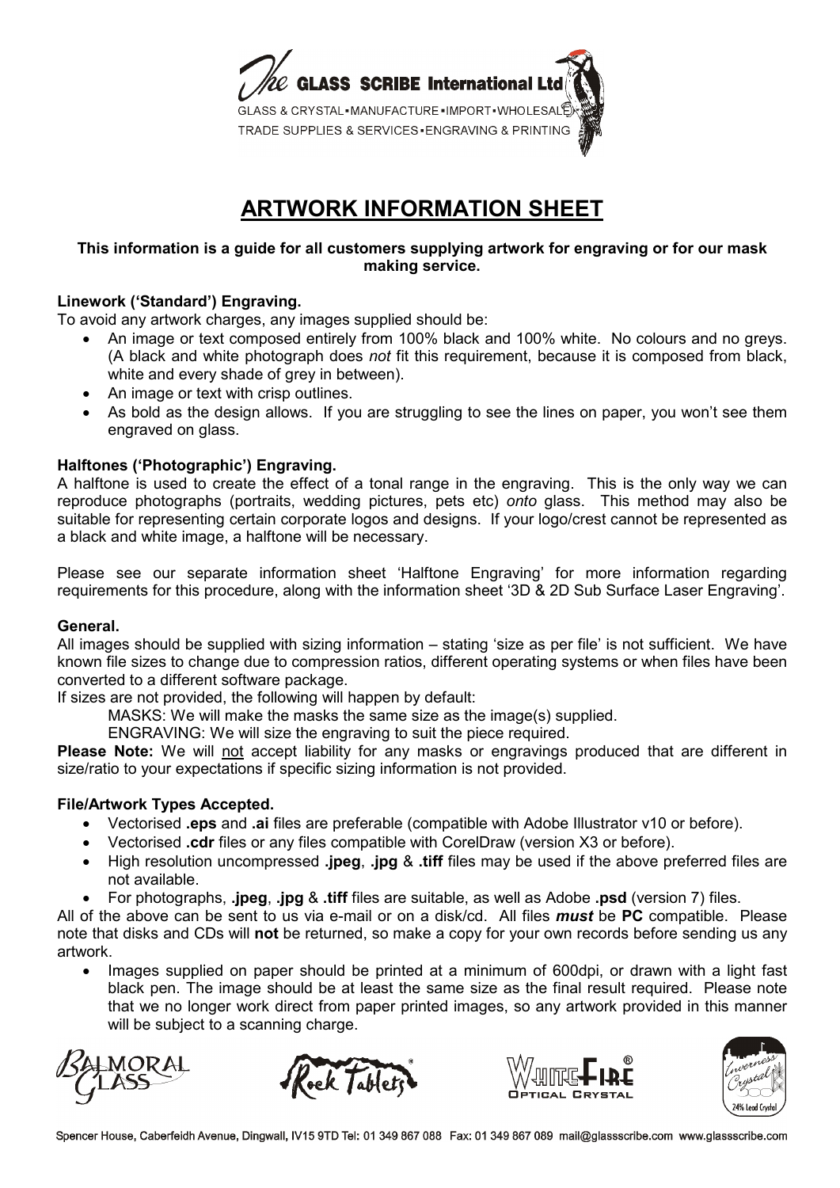The GLASS SCRIBE International Ltd

GLASS & CRYSTAL▪MANUFACTURE▪IMPORT▪WHOLESALE
TRADE SUPPLIES & SERVICES▪ENGRAVING & PRINTING

# ARTWORK INFORMATION SHEET

**This information is a guide for all customers supplying artwork for engraving or for our mask making service.**

### Linework ('Standard') Engraving.

To avoid any artwork charges, any images supplied should be:

- An image or text composed entirely from 100% black and 100% white. No colours and no greys. (A black and white photograph does *not* fit this requirement, because it is composed from black, white and every shade of grey in between).
- An image or text with crisp outlines.
- As bold as the design allows. If you are struggling to see the lines on paper, you won't see them engraved on glass.

### Halftones ('Photographic') Engraving.

A halftone is used to create the effect of a tonal range in the engraving. This is the only way we can reproduce photographs (portraits, wedding pictures, pets etc) *onto* glass. This method may also be suitable for representing certain corporate logos and designs. If your logo/crest cannot be represented as a black and white image, a halftone will be necessary.

Please see our separate information sheet 'Halftone Engraving' for more information regarding requirements for this procedure, along with the information sheet '3D & 2D Sub Surface Laser Engraving'.

### General.

All images should be supplied with sizing information – stating 'size as per file' is not sufficient. We have known file sizes to change due to compression ratios, different operating systems or when files have been converted to a different software package.

If sizes are not provided, the following will happen by default:

MASKS: We will make the masks the same size as the image(s) supplied.

ENGRAVING: We will size the engraving to suit the piece required.

**Please Note:** We will not accept liability for any masks or engravings produced that are different in size/ratio to your expectations if specific sizing information is not provided.

### File/Artwork Types Accepted.

- Vectorised **.eps** and **.ai** files are preferable (compatible with Adobe Illustrator v10 or before).
- Vectorised **.cdr** files or any files compatible with CorelDraw (version X3 or before).
- High resolution uncompressed **.jpeg**, **.jpg** & **.tiff** files may be used if the above preferred files are not available.
- For photographs, **.jpeg**, **.jpg** & **.tiff** files are suitable, as well as Adobe **.psd** (version 7) files.

All of the above can be sent to us via e-mail or on a disk/cd. All files ***must*** be **PC** compatible. Please note that disks and CDs will **not** be returned, so make a copy for your own records before sending us any artwork.

- Images supplied on paper should be printed at a minimum of 600dpi, or drawn with a light fast black pen. The image should be at least the same size as the final result required. Please note that we no longer work direct from paper printed images, so any artwork provided in this manner will be subject to a scanning charge.

Balmoral Glass — Rock Tablets® — WhiteFire® Optical Crystal — Inverness Crystal 24% Lead Crystal

Spencer House, Caberfeidh Avenue, Dingwall, IV15 9TD Tel: 01 349 867 088 Fax: 01 349 867 089 mail@glassscribe.com www.glassscribe.com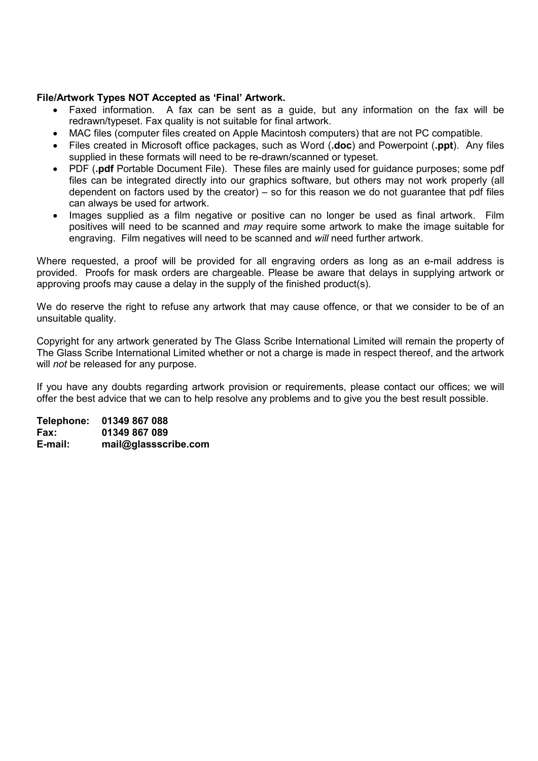**File/Artwork Types NOT Accepted as 'Final' Artwork.**

- Faxed information. A fax can be sent as a guide, but any information on the fax will be redrawn/typeset. Fax quality is not suitable for final artwork.
- MAC files (computer files created on Apple Macintosh computers) that are not PC compatible.
- Files created in Microsoft office packages, such as Word (**.doc**) and Powerpoint (**.ppt**). Any files supplied in these formats will need to be re-drawn/scanned or typeset.
- PDF (**.pdf** Portable Document File). These files are mainly used for guidance purposes; some pdf files can be integrated directly into our graphics software, but others may not work properly (all dependent on factors used by the creator) – so for this reason we do not guarantee that pdf files can always be used for artwork.
- Images supplied as a film negative or positive can no longer be used as final artwork. Film positives will need to be scanned and *may* require some artwork to make the image suitable for engraving. Film negatives will need to be scanned and *will* need further artwork.

Where requested, a proof will be provided for all engraving orders as long as an e-mail address is provided. Proofs for mask orders are chargeable. Please be aware that delays in supplying artwork or approving proofs may cause a delay in the supply of the finished product(s).

We do reserve the right to refuse any artwork that may cause offence, or that we consider to be of an unsuitable quality.

Copyright for any artwork generated by The Glass Scribe International Limited will remain the property of The Glass Scribe International Limited whether or not a charge is made in respect thereof, and the artwork will *not* be released for any purpose.

If you have any doubts regarding artwork provision or requirements, please contact our offices; we will offer the best advice that we can to help resolve any problems and to give you the best result possible.

**Telephone: 01349 867 088**
**Fax: 01349 867 089**
**E-mail: mail@glassscribe.com**